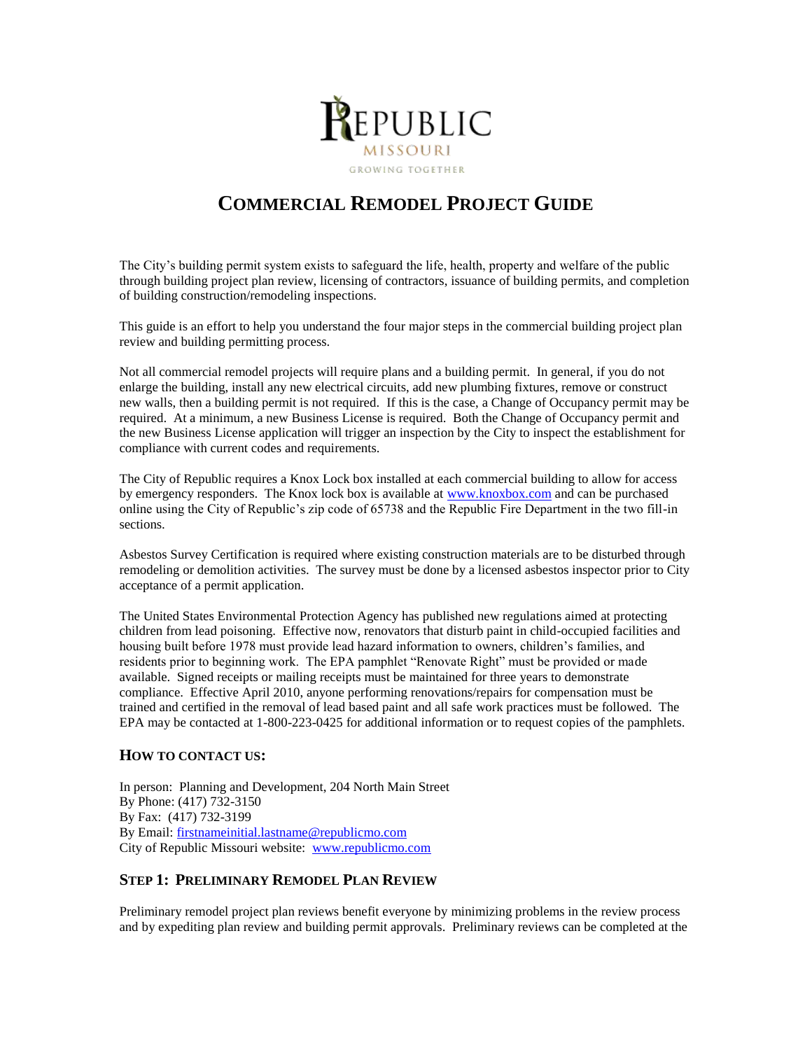REPUBLIC
MISSOURI
GROWING TOGETHER

# COMMERCIAL REMODEL PROJECT GUIDE

The City's building permit system exists to safeguard the life, health, property and welfare of the public through building project plan review, licensing of contractors, issuance of building permits, and completion of building construction/remodeling inspections.

This guide is an effort to help you understand the four major steps in the commercial building project plan review and building permitting process.

Not all commercial remodel projects will require plans and a building permit. In general, if you do not enlarge the building, install any new electrical circuits, add new plumbing fixtures, remove or construct new walls, then a building permit is not required. If this is the case, a Change of Occupancy permit may be required. At a minimum, a new Business License is required. Both the Change of Occupancy permit and the new Business License application will trigger an inspection by the City to inspect the establishment for compliance with current codes and requirements.

The City of Republic requires a Knox Lock box installed at each commercial building to allow for access by emergency responders. The Knox lock box is available at [www.knoxbox.com](http://www.knoxbox.com) and can be purchased online using the City of Republic's zip code of 65738 and the Republic Fire Department in the two fill-in sections.

Asbestos Survey Certification is required where existing construction materials are to be disturbed through remodeling or demolition activities. The survey must be done by a licensed asbestos inspector prior to City acceptance of a permit application.

The United States Environmental Protection Agency has published new regulations aimed at protecting children from lead poisoning. Effective now, renovators that disturb paint in child-occupied facilities and housing built before 1978 must provide lead hazard information to owners, children's families, and residents prior to beginning work. The EPA pamphlet "Renovate Right" must be provided or made available. Signed receipts or mailing receipts must be maintained for three years to demonstrate compliance. Effective April 2010, anyone performing renovations/repairs for compensation must be trained and certified in the removal of lead based paint and all safe work practices must be followed. The EPA may be contacted at 1-800-223-0425 for additional information or to request copies of the pamphlets.

## HOW TO CONTACT US:

In person: Planning and Development, 204 North Main Street
By Phone: (417) 732-3150
By Fax: (417) 732-3199
By Email: [firstnameinitial.lastname@republicmo.com](mailto:firstnameinitial.lastname@republicmo.com)
City of Republic Missouri website: [www.republicmo.com](http://www.republicmo.com)

## STEP 1: PRELIMINARY REMODEL PLAN REVIEW

Preliminary remodel project plan reviews benefit everyone by minimizing problems in the review process and by expediting plan review and building permit approvals. Preliminary reviews can be completed at the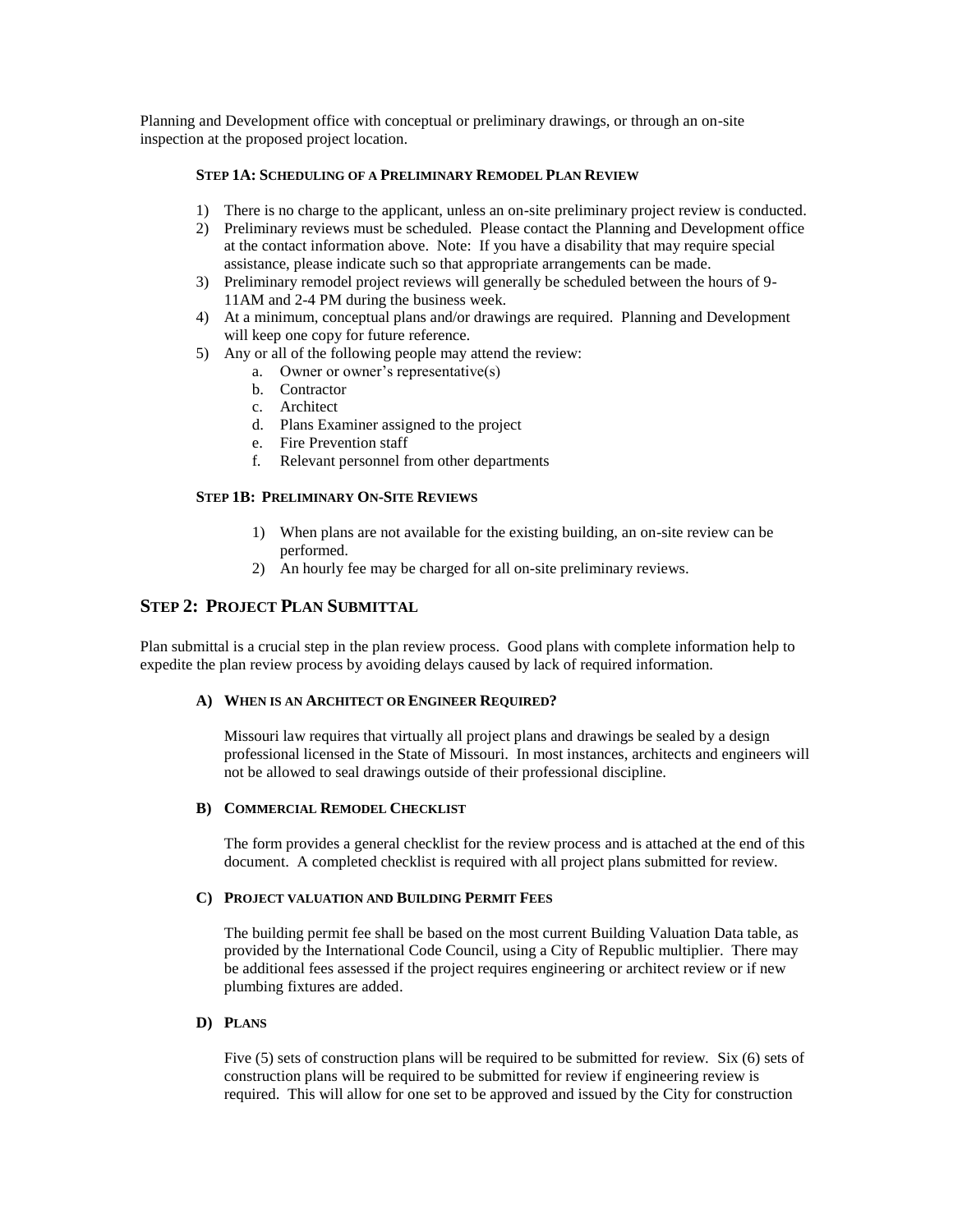Planning and Development office with conceptual or preliminary drawings, or through an on-site inspection at the proposed project location.

#### STEP 1A: SCHEDULING OF A PRELIMINARY REMODEL PLAN REVIEW

1) There is no charge to the applicant, unless an on-site preliminary project review is conducted.
2) Preliminary reviews must be scheduled. Please contact the Planning and Development office at the contact information above. Note: If you have a disability that may require special assistance, please indicate such so that appropriate arrangements can be made.
3) Preliminary remodel project reviews will generally be scheduled between the hours of 9-11AM and 2-4 PM during the business week.
4) At a minimum, conceptual plans and/or drawings are required. Planning and Development will keep one copy for future reference.
5) Any or all of the following people may attend the review:
   a. Owner or owner's representative(s)
   b. Contractor
   c. Architect
   d. Plans Examiner assigned to the project
   e. Fire Prevention staff
   f. Relevant personnel from other departments

#### STEP 1B: PRELIMINARY ON-SITE REVIEWS

1) When plans are not available for the existing building, an on-site review can be performed.
2) An hourly fee may be charged for all on-site preliminary reviews.

## STEP 2: PROJECT PLAN SUBMITTAL

Plan submittal is a crucial step in the plan review process. Good plans with complete information help to expedite the plan review process by avoiding delays caused by lack of required information.

#### A) WHEN IS AN ARCHITECT OR ENGINEER REQUIRED?

Missouri law requires that virtually all project plans and drawings be sealed by a design professional licensed in the State of Missouri. In most instances, architects and engineers will not be allowed to seal drawings outside of their professional discipline.

#### B) COMMERCIAL REMODEL CHECKLIST

The form provides a general checklist for the review process and is attached at the end of this document. A completed checklist is required with all project plans submitted for review.

#### C) PROJECT VALUATION AND BUILDING PERMIT FEES

The building permit fee shall be based on the most current Building Valuation Data table, as provided by the International Code Council, using a City of Republic multiplier. There may be additional fees assessed if the project requires engineering or architect review or if new plumbing fixtures are added.

#### D) PLANS

Five (5) sets of construction plans will be required to be submitted for review. Six (6) sets of construction plans will be required to be submitted for review if engineering review is required. This will allow for one set to be approved and issued by the City for construction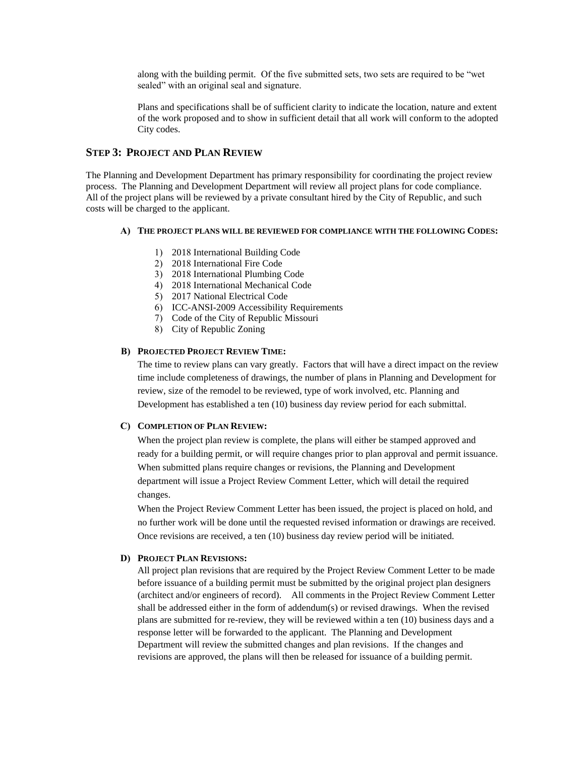along with the building permit. Of the five submitted sets, two sets are required to be "wet sealed" with an original seal and signature.

Plans and specifications shall be of sufficient clarity to indicate the location, nature and extent of the work proposed and to show in sufficient detail that all work will conform to the adopted City codes.

## STEP 3: PROJECT AND PLAN REVIEW

The Planning and Development Department has primary responsibility for coordinating the project review process. The Planning and Development Department will review all project plans for code compliance. All of the project plans will be reviewed by a private consultant hired by the City of Republic, and such costs will be charged to the applicant.

### A) THE PROJECT PLANS WILL BE REVIEWED FOR COMPLIANCE WITH THE FOLLOWING CODES:

1) 2018 International Building Code
2) 2018 International Fire Code
3) 2018 International Plumbing Code
4) 2018 International Mechanical Code
5) 2017 National Electrical Code
6) ICC-ANSI-2009 Accessibility Requirements
7) Code of the City of Republic Missouri
8) City of Republic Zoning

### B) PROJECTED PROJECT REVIEW TIME:

The time to review plans can vary greatly. Factors that will have a direct impact on the review time include completeness of drawings, the number of plans in Planning and Development for review, size of the remodel to be reviewed, type of work involved, etc. Planning and Development has established a ten (10) business day review period for each submittal.

### C) COMPLETION OF PLAN REVIEW:

When the project plan review is complete, the plans will either be stamped approved and ready for a building permit, or will require changes prior to plan approval and permit issuance. When submitted plans require changes or revisions, the Planning and Development department will issue a Project Review Comment Letter, which will detail the required changes.

When the Project Review Comment Letter has been issued, the project is placed on hold, and no further work will be done until the requested revised information or drawings are received. Once revisions are received, a ten (10) business day review period will be initiated.

### D) PROJECT PLAN REVISIONS:

All project plan revisions that are required by the Project Review Comment Letter to be made before issuance of a building permit must be submitted by the original project plan designers (architect and/or engineers of record). All comments in the Project Review Comment Letter shall be addressed either in the form of addendum(s) or revised drawings. When the revised plans are submitted for re-review, they will be reviewed within a ten (10) business days and a response letter will be forwarded to the applicant. The Planning and Development Department will review the submitted changes and plan revisions. If the changes and revisions are approved, the plans will then be released for issuance of a building permit.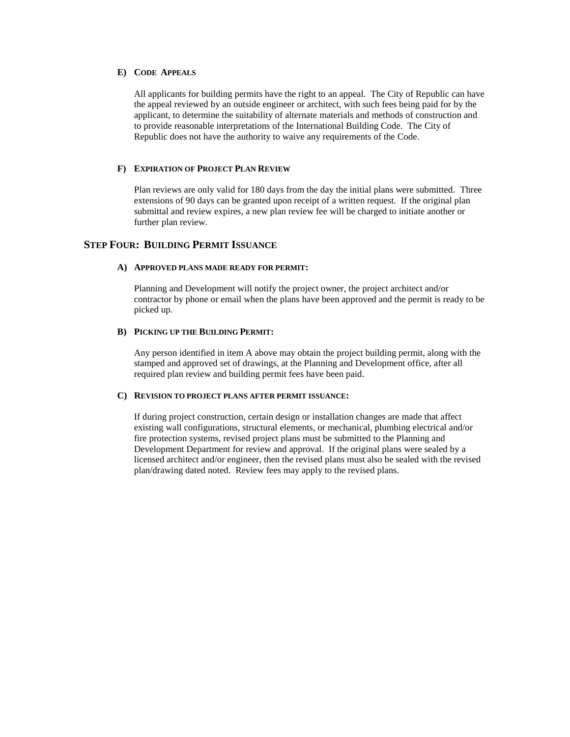#### E) CODE APPEALS

All applicants for building permits have the right to an appeal. The City of Republic can have the appeal reviewed by an outside engineer or architect, with such fees being paid for by the applicant, to determine the suitability of alternate materials and methods of construction and to provide reasonable interpretations of the International Building Code. The City of Republic does not have the authority to waive any requirements of the Code.

#### F) EXPIRATION OF PROJECT PLAN REVIEW

Plan reviews are only valid for 180 days from the day the initial plans were submitted. Three extensions of 90 days can be granted upon receipt of a written request. If the original plan submittal and review expires, a new plan review fee will be charged to initiate another or further plan review.

## STEP FOUR: BUILDING PERMIT ISSUANCE

#### A) APPROVED PLANS MADE READY FOR PERMIT:

Planning and Development will notify the project owner, the project architect and/or contractor by phone or email when the plans have been approved and the permit is ready to be picked up.

#### B) PICKING UP THE BUILDING PERMIT:

Any person identified in item A above may obtain the project building permit, along with the stamped and approved set of drawings, at the Planning and Development office, after all required plan review and building permit fees have been paid.

#### C) REVISION TO PROJECT PLANS AFTER PERMIT ISSUANCE:

If during project construction, certain design or installation changes are made that affect existing wall configurations, structural elements, or mechanical, plumbing electrical and/or fire protection systems, revised project plans must be submitted to the Planning and Development Department for review and approval. If the original plans were sealed by a licensed architect and/or engineer, then the revised plans must also be sealed with the revised plan/drawing dated noted. Review fees may apply to the revised plans.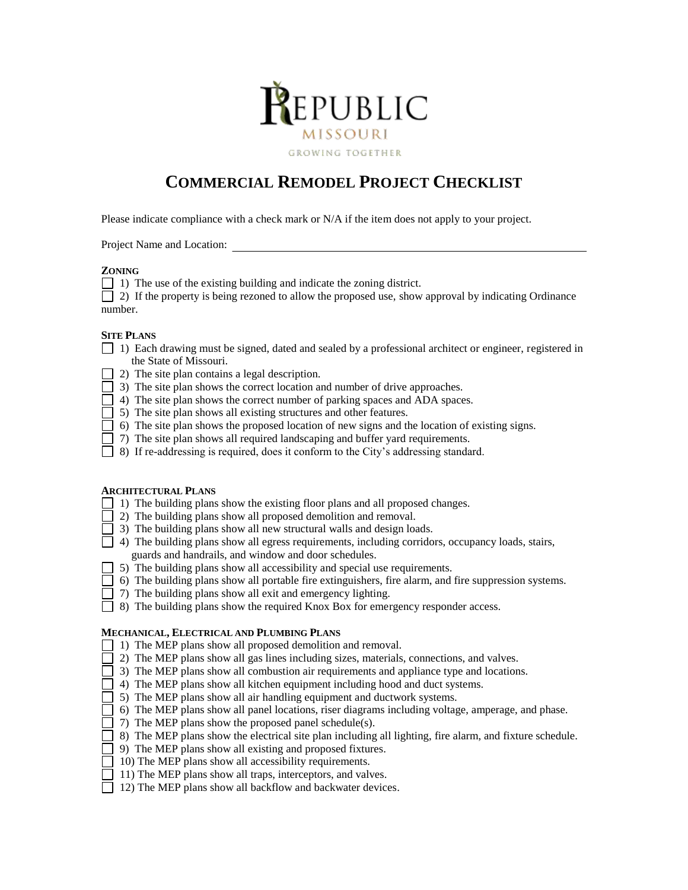REPUBLIC

MISSOURI

GROWING TOGETHER

# COMMERCIAL REMODEL PROJECT CHECKLIST

Please indicate compliance with a check mark or N/A if the item does not apply to your project.

Project Name and Location: ___________________________________________

## ZONING

- ☐ 1) The use of the existing building and indicate the zoning district.
- ☐ 2) If the property is being rezoned to allow the proposed use, show approval by indicating Ordinance number.

## SITE PLANS

- ☐ 1) Each drawing must be signed, dated and sealed by a professional architect or engineer, registered in the State of Missouri.
- ☐ 2) The site plan contains a legal description.
- ☐ 3) The site plan shows the correct location and number of drive approaches.
- ☐ 4) The site plan shows the correct number of parking spaces and ADA spaces.
- ☐ 5) The site plan shows all existing structures and other features.
- ☐ 6) The site plan shows the proposed location of new signs and the location of existing signs.
- ☐ 7) The site plan shows all required landscaping and buffer yard requirements.
- ☐ 8) If re-addressing is required, does it conform to the City's addressing standard.

## ARCHITECTURAL PLANS

- ☐ 1) The building plans show the existing floor plans and all proposed changes.
- ☐ 2) The building plans show all proposed demolition and removal.
- ☐ 3) The building plans show all new structural walls and design loads.
- ☐ 4) The building plans show all egress requirements, including corridors, occupancy loads, stairs, guards and handrails, and window and door schedules.
- ☐ 5) The building plans show all accessibility and special use requirements.
- ☐ 6) The building plans show all portable fire extinguishers, fire alarm, and fire suppression systems.
- ☐ 7) The building plans show all exit and emergency lighting.
- ☐ 8) The building plans show the required Knox Box for emergency responder access.

## MECHANICAL, ELECTRICAL AND PLUMBING PLANS

- ☐ 1) The MEP plans show all proposed demolition and removal.
- ☐ 2) The MEP plans show all gas lines including sizes, materials, connections, and valves.
- ☐ 3) The MEP plans show all combustion air requirements and appliance type and locations.
- ☐ 4) The MEP plans show all kitchen equipment including hood and duct systems.
- ☐ 5) The MEP plans show all air handling equipment and ductwork systems.
- ☐ 6) The MEP plans show all panel locations, riser diagrams including voltage, amperage, and phase.
- ☐ 7) The MEP plans show the proposed panel schedule(s).
- ☐ 8) The MEP plans show the electrical site plan including all lighting, fire alarm, and fixture schedule.
- ☐ 9) The MEP plans show all existing and proposed fixtures.
- ☐ 10) The MEP plans show all accessibility requirements.
- ☐ 11) The MEP plans show all traps, interceptors, and valves.
- ☐ 12) The MEP plans show all backflow and backwater devices.